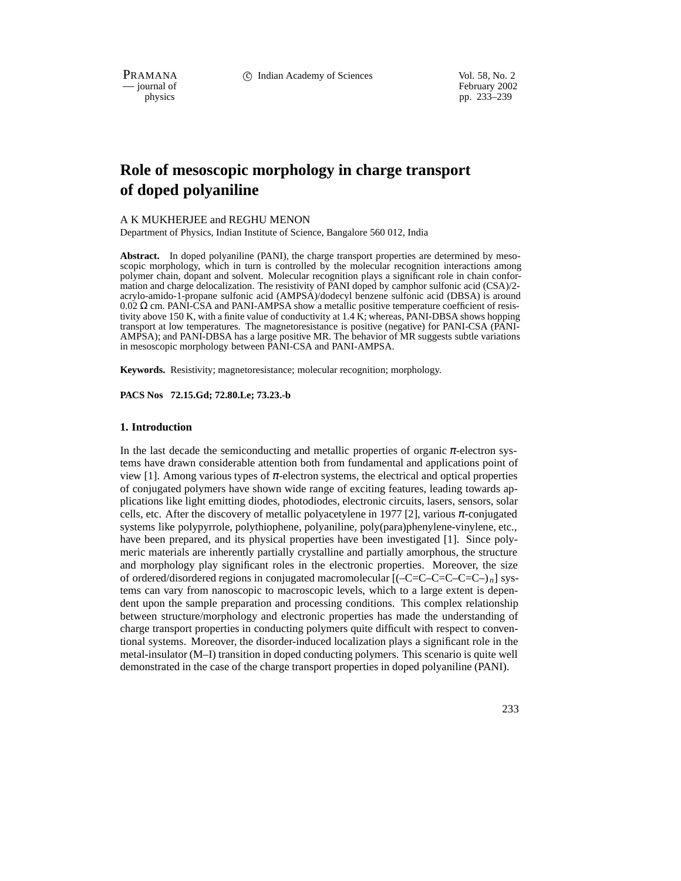# Role of mesoscopic morphology in charge transport of doped polyaniline

A K MUKHERJEE and REGHU MENON

Department of Physics, Indian Institute of Science, Bangalore 560 012, India

**Abstract.** In doped polyaniline (PANI), the charge transport properties are determined by mesoscopic morphology, which in turn is controlled by the molecular recognition interactions among polymer chain, dopant and solvent. Molecular recognition plays a significant role in chain conformation and charge delocalization. The resistivity of PANI doped by camphor sulfonic acid (CSA)/2-acrylo-amido-1-propane sulfonic acid (AMPSA)/dodecyl benzene sulfonic acid (DBSA) is around 0.02 Ω cm. PANI-CSA and PANI-AMPSA show a metallic positive temperature coefficient of resistivity above 150 K, with a finite value of conductivity at 1.4 K; whereas, PANI-DBSA shows hopping transport at low temperatures. The magnetoresistance is positive (negative) for PANI-CSA (PANI-AMPSA); and PANI-DBSA has a large positive MR. The behavior of MR suggests subtle variations in mesoscopic morphology between PANI-CSA and PANI-AMPSA.

**Keywords.** Resistivity; magnetoresistance; molecular recognition; morphology.

**PACS Nos 72.15.Gd; 72.80.Le; 73.23.-b**

## 1. Introduction

In the last decade the semiconducting and metallic properties of organic $\pi$-electron systems have drawn considerable attention both from fundamental and applications point of view [1]. Among various types of $\pi$-electron systems, the electrical and optical properties of conjugated polymers have shown wide range of exciting features, leading towards applications like light emitting diodes, photodiodes, electronic circuits, lasers, sensors, solar cells, etc. After the discovery of metallic polyacetylene in 1977 [2], various $\pi$-conjugated systems like polypyrrole, polythiophene, polyaniline, poly(para)phenylene-vinylene, etc., have been prepared, and its physical properties have been investigated [1]. Since polymeric materials are inherently partially crystalline and partially amorphous, the structure and morphology play significant roles in the electronic properties. Moreover, the size of ordered/disordered regions in conjugated macromolecular [(–C=C–C=C–C=C–)$_n$] systems can vary from nanoscopic to macroscopic levels, which to a large extent is dependent upon the sample preparation and processing conditions. This complex relationship between structure/morphology and electronic properties has made the understanding of charge transport properties in conducting polymers quite difficult with respect to conventional systems. Moreover, the disorder-induced localization plays a significant role in the metal-insulator (M–I) transition in doped conducting polymers. This scenario is quite well demonstrated in the case of the charge transport properties in doped polyaniline (PANI).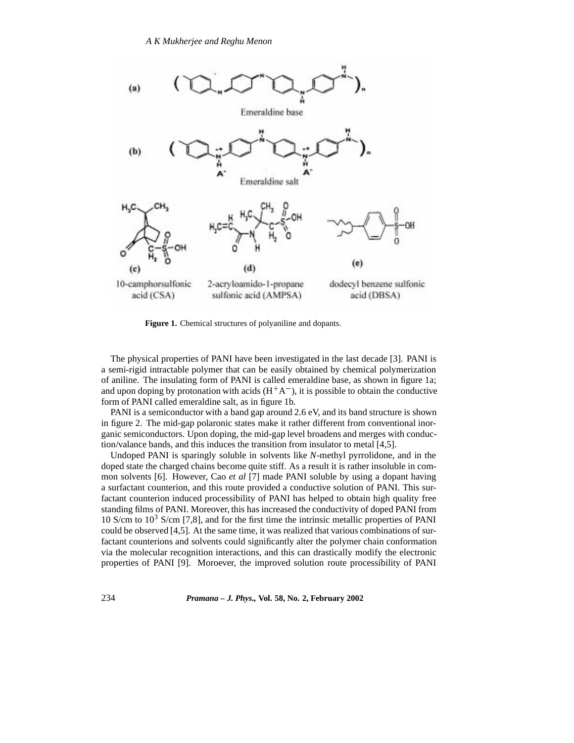**Figure 1.** Chemical structures of polyaniline and dopants.

The physical properties of PANI have been investigated in the last decade [3]. PANI is a semi-rigid intractable polymer that can be easily obtained by chemical polymerization of aniline. The insulating form of PANI is called emeraldine base, as shown in figure 1a; and upon doping by protonation with acids ($H^+A^-$), it is possible to obtain the conductive form of PANI called emeraldine salt, as in figure 1b.

PANI is a semiconductor with a band gap around 2.6 eV, and its band structure is shown in figure 2. The mid-gap polaronic states make it rather different from conventional inorganic semiconductors. Upon doping, the mid-gap level broadens and merges with conduction/valance bands, and this induces the transition from insulator to metal [4,5].

Undoped PANI is sparingly soluble in solvents like *N*-methyl pyrrolidone, and in the doped state the charged chains become quite stiff. As a result it is rather insoluble in common solvents [6]. However, Cao *et al* [7] made PANI soluble by using a dopant having a surfactant counterion, and this route provided a conductive solution of PANI. This surfactant counterion induced processibility of PANI has helped to obtain high quality free standing films of PANI. Moreover, this has increased the conductivity of doped PANI from 10 S/cm to $10^3$ S/cm [7,8], and for the first time the intrinsic metallic properties of PANI could be observed [4,5]. At the same time, it was realized that various combinations of surfactant counterions and solvents could significantly alter the polymer chain conformation via the molecular recognition interactions, and this can drastically modify the electronic properties of PANI [9]. Moroever, the improved solution route processibility of PANI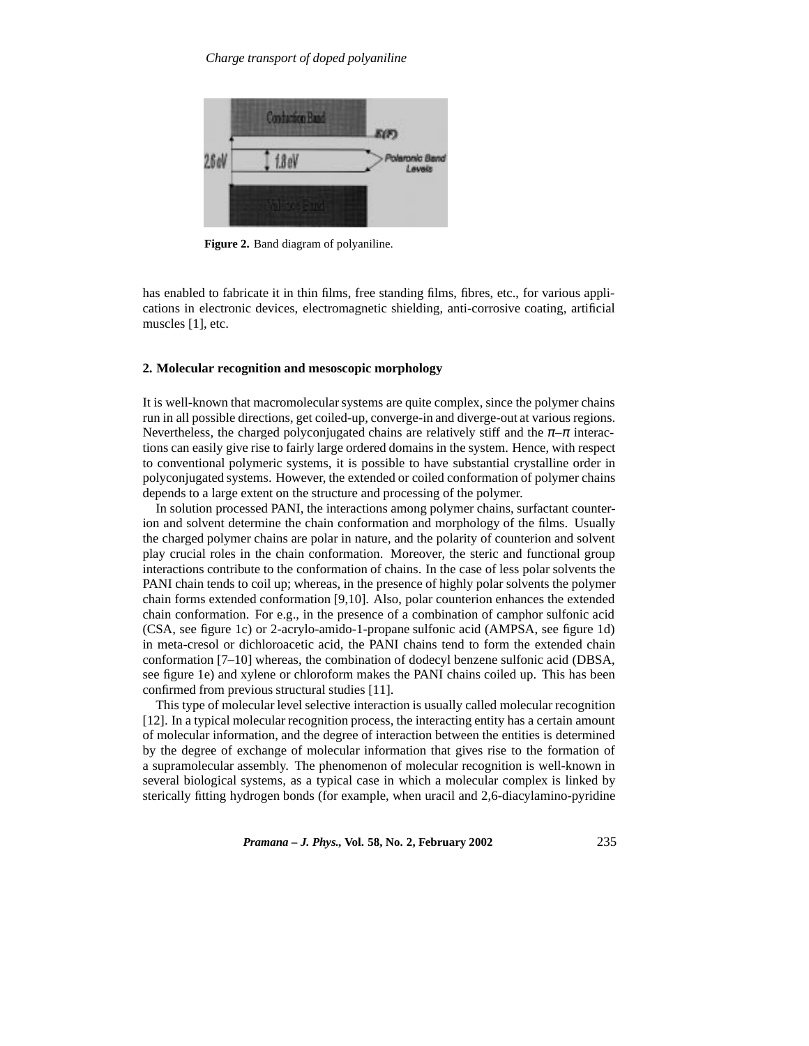Figure 2. Band diagram of polyaniline.

has enabled to fabricate it in thin films, free standing films, fibres, etc., for various applications in electronic devices, electromagnetic shielding, anti-corrosive coating, artificial muscles [1], etc.

## 2. Molecular recognition and mesoscopic morphology

It is well-known that macromolecular systems are quite complex, since the polymer chains run in all possible directions, get coiled-up, converge-in and diverge-out at various regions. Nevertheless, the charged polyconjugated chains are relatively stiff and the $\pi$–$\pi$ interactions can easily give rise to fairly large ordered domains in the system. Hence, with respect to conventional polymeric systems, it is possible to have substantial crystalline order in polyconjugated systems. However, the extended or coiled conformation of polymer chains depends to a large extent on the structure and processing of the polymer.

In solution processed PANI, the interactions among polymer chains, surfactant counterion and solvent determine the chain conformation and morphology of the films. Usually the charged polymer chains are polar in nature, and the polarity of counterion and solvent play crucial roles in the chain conformation. Moreover, the steric and functional group interactions contribute to the conformation of chains. In the case of less polar solvents the PANI chain tends to coil up; whereas, in the presence of highly polar solvents the polymer chain forms extended conformation [9,10]. Also, polar counterion enhances the extended chain conformation. For e.g., in the presence of a combination of camphor sulfonic acid (CSA, see figure 1c) or 2-acrylo-amido-1-propane sulfonic acid (AMPSA, see figure 1d) in meta-cresol or dichloroacetic acid, the PANI chains tend to form the extended chain conformation [7–10] whereas, the combination of dodecyl benzene sulfonic acid (DBSA, see figure 1e) and xylene or chloroform makes the PANI chains coiled up. This has been confirmed from previous structural studies [11].

This type of molecular level selective interaction is usually called molecular recognition [12]. In a typical molecular recognition process, the interacting entity has a certain amount of molecular information, and the degree of interaction between the entities is determined by the degree of exchange of molecular information that gives rise to the formation of a supramolecular assembly. The phenomenon of molecular recognition is well-known in several biological systems, as a typical case in which a molecular complex is linked by sterically fitting hydrogen bonds (for example, when uracil and 2,6-diacylamino-pyridine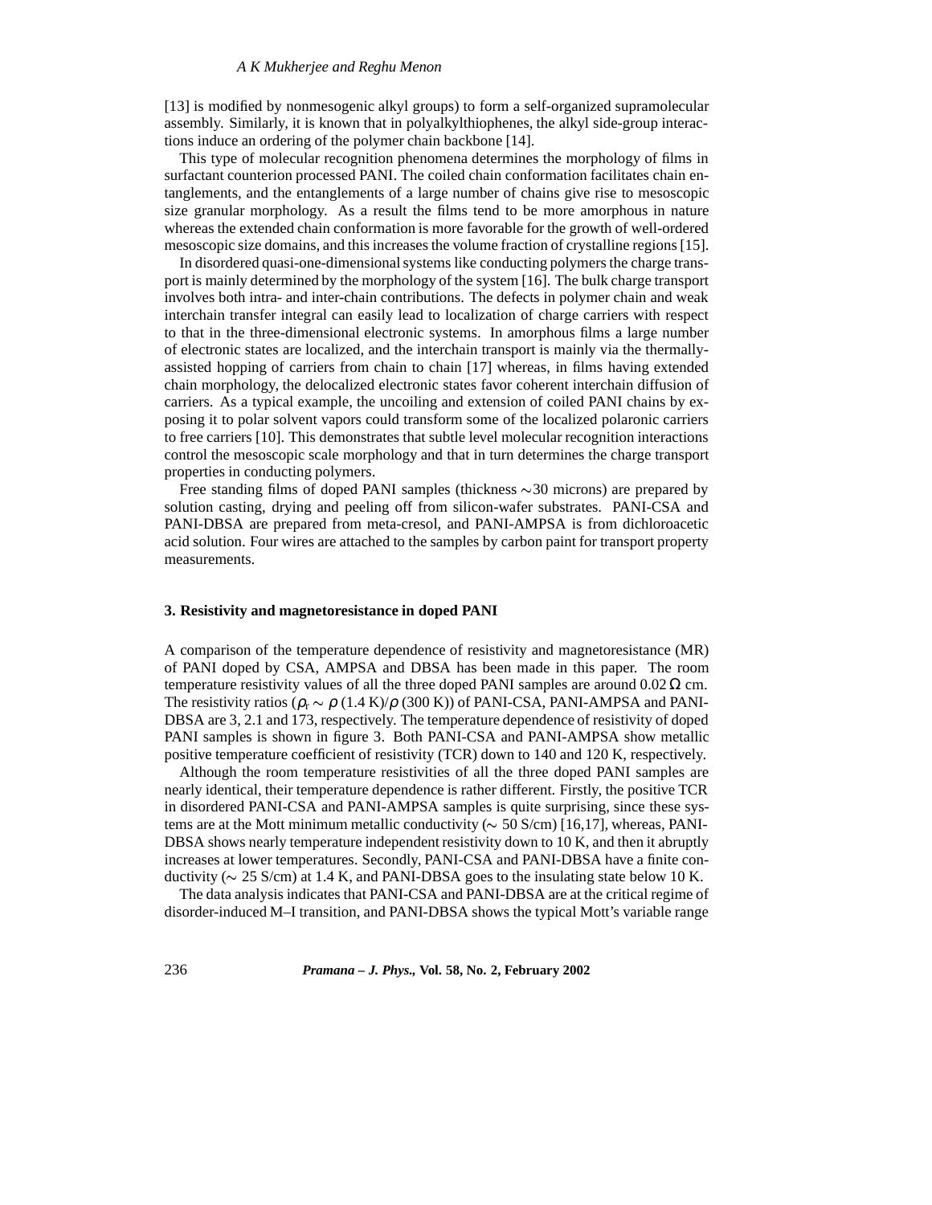[13] is modified by nonmesogenic alkyl groups) to form a self-organized supramolecular assembly. Similarly, it is known that in polyalkylthiophenes, the alkyl side-group interactions induce an ordering of the polymer chain backbone [14].

This type of molecular recognition phenomena determines the morphology of films in surfactant counterion processed PANI. The coiled chain conformation facilitates chain entanglements, and the entanglements of a large number of chains give rise to mesoscopic size granular morphology. As a result the films tend to be more amorphous in nature whereas the extended chain conformation is more favorable for the growth of well-ordered mesoscopic size domains, and this increases the volume fraction of crystalline regions [15].

In disordered quasi-one-dimensional systems like conducting polymers the charge transport is mainly determined by the morphology of the system [16]. The bulk charge transport involves both intra- and inter-chain contributions. The defects in polymer chain and weak interchain transfer integral can easily lead to localization of charge carriers with respect to that in the three-dimensional electronic systems. In amorphous films a large number of electronic states are localized, and the interchain transport is mainly via the thermally-assisted hopping of carriers from chain to chain [17] whereas, in films having extended chain morphology, the delocalized electronic states favor coherent interchain diffusion of carriers. As a typical example, the uncoiling and extension of coiled PANI chains by exposing it to polar solvent vapors could transform some of the localized polaronic carriers to free carriers [10]. This demonstrates that subtle level molecular recognition interactions control the mesoscopic scale morphology and that in turn determines the charge transport properties in conducting polymers.

Free standing films of doped PANI samples (thickness $\sim$30 microns) are prepared by solution casting, drying and peeling off from silicon-wafer substrates. PANI-CSA and PANI-DBSA are prepared from meta-cresol, and PANI-AMPSA is from dichloroacetic acid solution. Four wires are attached to the samples by carbon paint for transport property measurements.

### 3. Resistivity and magnetoresistance in doped PANI

A comparison of the temperature dependence of resistivity and magnetoresistance (MR) of PANI doped by CSA, AMPSA and DBSA has been made in this paper. The room temperature resistivity values of all the three doped PANI samples are around 0.02 $\Omega$ cm. The resistivity ratios ($\rho_r \sim \rho$ (1.4 K)/$\rho$ (300 K)) of PANI-CSA, PANI-AMPSA and PANI-DBSA are 3, 2.1 and 173, respectively. The temperature dependence of resistivity of doped PANI samples is shown in figure 3. Both PANI-CSA and PANI-AMPSA show metallic positive temperature coefficient of resistivity (TCR) down to 140 and 120 K, respectively.

Although the room temperature resistivities of all the three doped PANI samples are nearly identical, their temperature dependence is rather different. Firstly, the positive TCR in disordered PANI-CSA and PANI-AMPSA samples is quite surprising, since these systems are at the Mott minimum metallic conductivity ($\sim$ 50 S/cm) [16,17], whereas, PANI-DBSA shows nearly temperature independent resistivity down to 10 K, and then it abruptly increases at lower temperatures. Secondly, PANI-CSA and PANI-DBSA have a finite conductivity ($\sim$ 25 S/cm) at 1.4 K, and PANI-DBSA goes to the insulating state below 10 K.

The data analysis indicates that PANI-CSA and PANI-DBSA are at the critical regime of disorder-induced M–I transition, and PANI-DBSA shows the typical Mott's variable range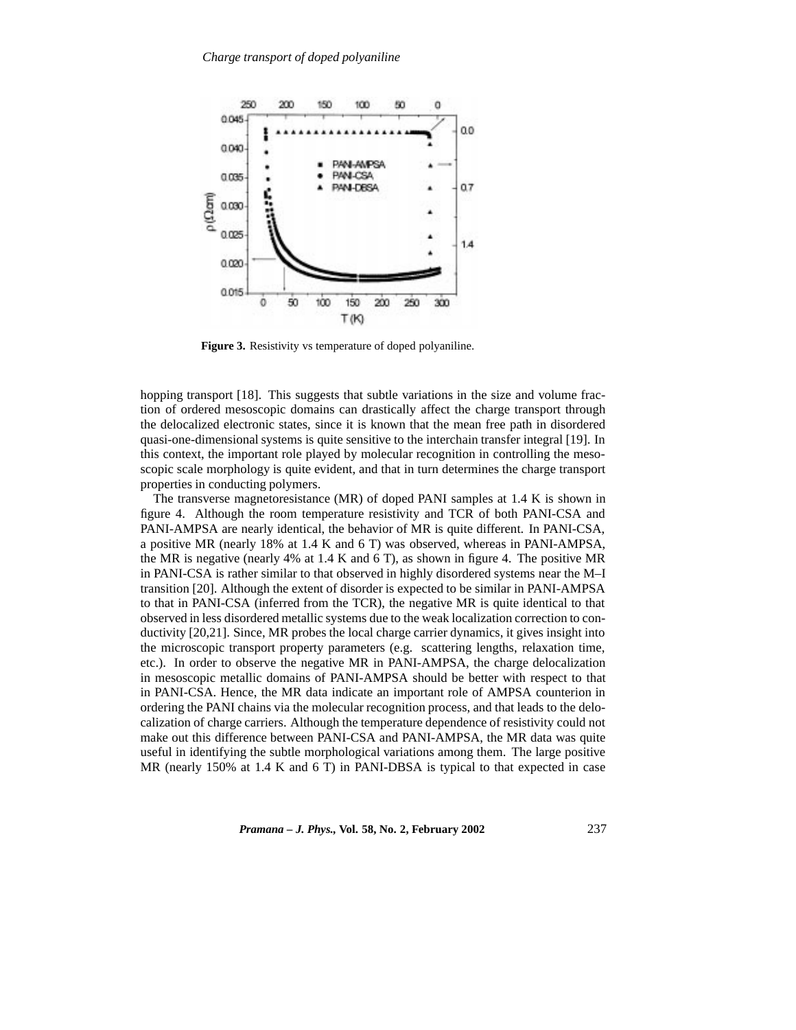Figure 3. Resistivity vs temperature of doped polyaniline.

hopping transport [18]. This suggests that subtle variations in the size and volume fraction of ordered mesoscopic domains can drastically affect the charge transport through the delocalized electronic states, since it is known that the mean free path in disordered quasi-one-dimensional systems is quite sensitive to the interchain transfer integral [19]. In this context, the important role played by molecular recognition in controlling the mesoscopic scale morphology is quite evident, and that in turn determines the charge transport properties in conducting polymers.

The transverse magnetoresistance (MR) of doped PANI samples at 1.4 K is shown in figure 4. Although the room temperature resistivity and TCR of both PANI-CSA and PANI-AMPSA are nearly identical, the behavior of MR is quite different. In PANI-CSA, a positive MR (nearly 18% at 1.4 K and 6 T) was observed, whereas in PANI-AMPSA, the MR is negative (nearly 4% at 1.4 K and 6 T), as shown in figure 4. The positive MR in PANI-CSA is rather similar to that observed in highly disordered systems near the M–I transition [20]. Although the extent of disorder is expected to be similar in PANI-AMPSA to that in PANI-CSA (inferred from the TCR), the negative MR is quite identical to that observed in less disordered metallic systems due to the weak localization correction to conductivity [20,21]. Since, MR probes the local charge carrier dynamics, it gives insight into the microscopic transport property parameters (e.g. scattering lengths, relaxation time, etc.). In order to observe the negative MR in PANI-AMPSA, the charge delocalization in mesoscopic metallic domains of PANI-AMPSA should be better with respect to that in PANI-CSA. Hence, the MR data indicate an important role of AMPSA counterion in ordering the PANI chains via the molecular recognition process, and that leads to the delocalization of charge carriers. Although the temperature dependence of resistivity could not make out this difference between PANI-CSA and PANI-AMPSA, the MR data was quite useful in identifying the subtle morphological variations among them. The large positive MR (nearly 150% at 1.4 K and 6 T) in PANI-DBSA is typical to that expected in case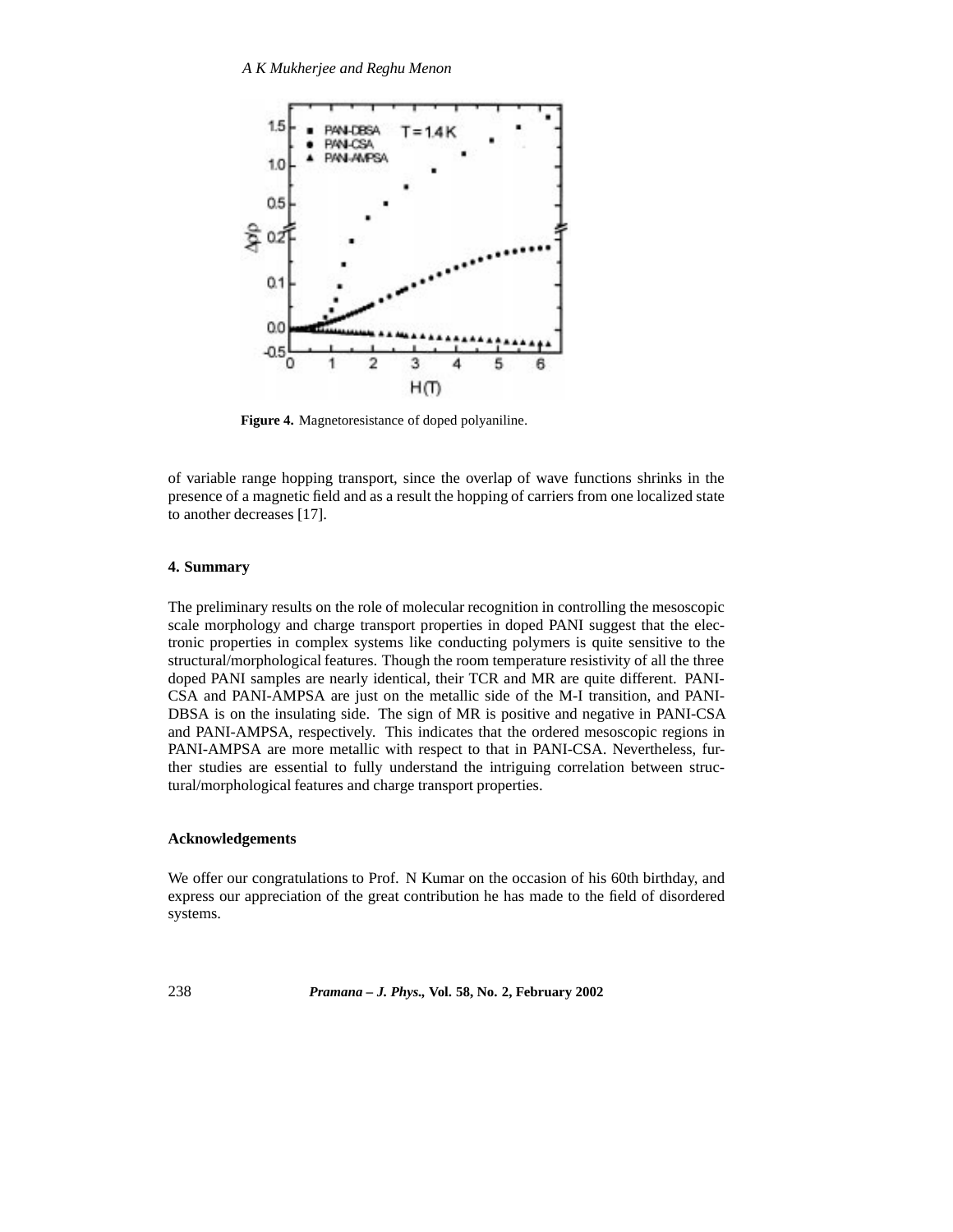Figure 4. Magnetoresistance of doped polyaniline.

of variable range hopping transport, since the overlap of wave functions shrinks in the presence of a magnetic field and as a result the hopping of carriers from one localized state to another decreases [17].

## 4. Summary

The preliminary results on the role of molecular recognition in controlling the mesoscopic scale morphology and charge transport properties in doped PANI suggest that the electronic properties in complex systems like conducting polymers is quite sensitive to the structural/morphological features. Though the room temperature resistivity of all the three doped PANI samples are nearly identical, their TCR and MR are quite different. PANI-CSA and PANI-AMPSA are just on the metallic side of the M-I transition, and PANI-DBSA is on the insulating side. The sign of MR is positive and negative in PANI-CSA and PANI-AMPSA, respectively. This indicates that the ordered mesoscopic regions in PANI-AMPSA are more metallic with respect to that in PANI-CSA. Nevertheless, further studies are essential to fully understand the intriguing correlation between structural/morphological features and charge transport properties.

## Acknowledgements

We offer our congratulations to Prof. N Kumar on the occasion of his 60th birthday, and express our appreciation of the great contribution he has made to the field of disordered systems.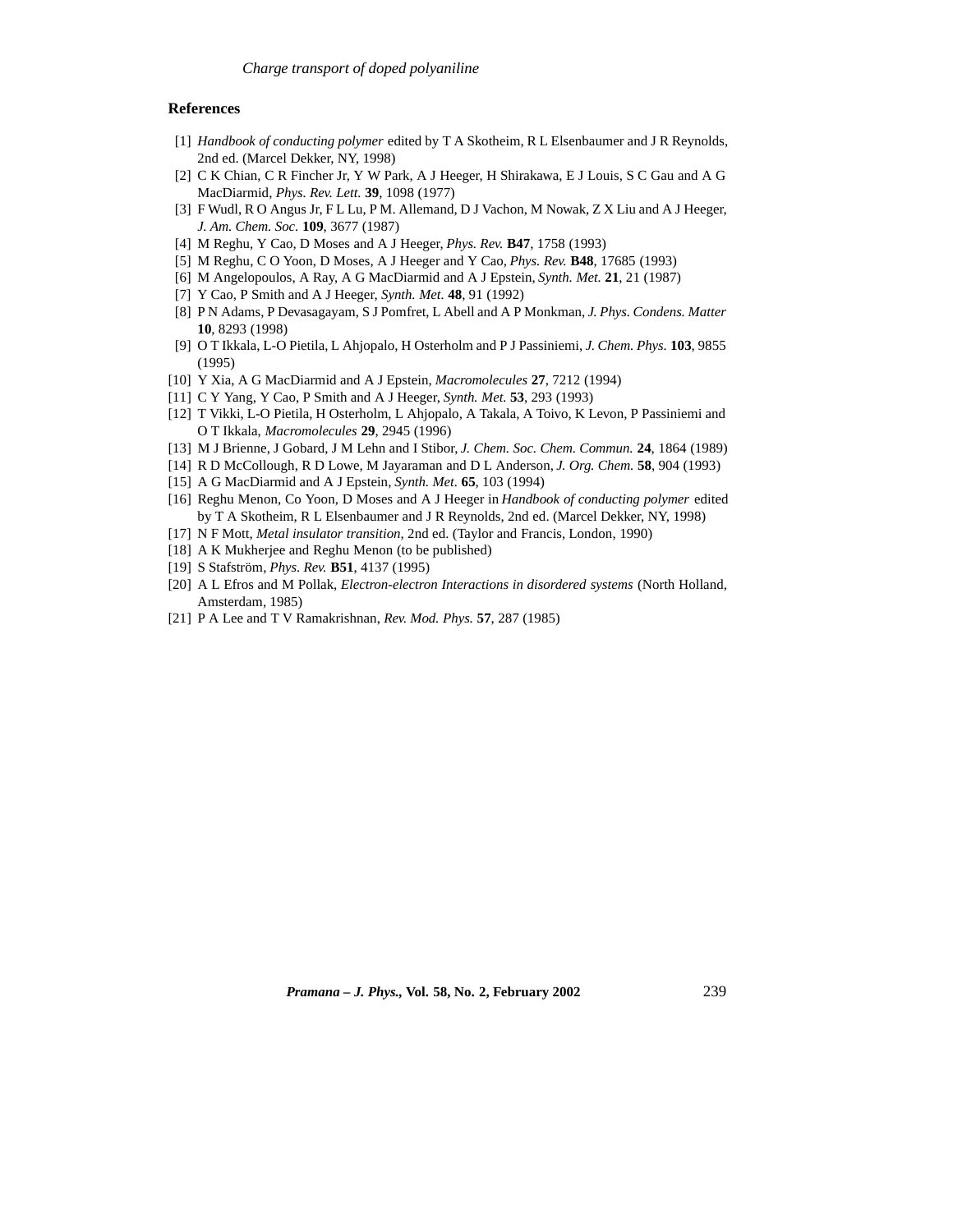## References

[1] *Handbook of conducting polymer* edited by T A Skotheim, R L Elsenbaumer and J R Reynolds, 2nd ed. (Marcel Dekker, NY, 1998)

[2] C K Chian, C R Fincher Jr, Y W Park, A J Heeger, H Shirakawa, E J Louis, S C Gau and A G MacDiarmid, *Phys. Rev. Lett.* **39**, 1098 (1977)

[3] F Wudl, R O Angus Jr, F L Lu, P M. Allemand, D J Vachon, M Nowak, Z X Liu and A J Heeger, *J. Am. Chem. Soc.* **109**, 3677 (1987)

[4] M Reghu, Y Cao, D Moses and A J Heeger, *Phys. Rev.* **B47**, 1758 (1993)

[5] M Reghu, C O Yoon, D Moses, A J Heeger and Y Cao, *Phys. Rev.* **B48**, 17685 (1993)

[6] M Angelopoulos, A Ray, A G MacDiarmid and A J Epstein, *Synth. Met.* **21**, 21 (1987)

[7] Y Cao, P Smith and A J Heeger, *Synth. Met.* **48**, 91 (1992)

[8] P N Adams, P Devasagayam, S J Pomfret, L Abell and A P Monkman, *J. Phys. Condens. Matter* **10**, 8293 (1998)

[9] O T Ikkala, L-O Pietila, L Ahjopalo, H Osterholm and P J Passiniemi, *J. Chem. Phys.* **103**, 9855 (1995)

[10] Y Xia, A G MacDiarmid and A J Epstein, *Macromolecules* **27**, 7212 (1994)

[11] C Y Yang, Y Cao, P Smith and A J Heeger, *Synth. Met.* **53**, 293 (1993)

[12] T Vikki, L-O Pietila, H Osterholm, L Ahjopalo, A Takala, A Toivo, K Levon, P Passiniemi and O T Ikkala, *Macromolecules* **29**, 2945 (1996)

[13] M J Brienne, J Gobard, J M Lehn and I Stibor, *J. Chem. Soc. Chem. Commun.* **24**, 1864 (1989)

[14] R D McCollough, R D Lowe, M Jayaraman and D L Anderson, *J. Org. Chem.* **58**, 904 (1993)

[15] A G MacDiarmid and A J Epstein, *Synth. Met.* **65**, 103 (1994)

[16] Reghu Menon, Co Yoon, D Moses and A J Heeger in *Handbook of conducting polymer* edited by T A Skotheim, R L Elsenbaumer and J R Reynolds, 2nd ed. (Marcel Dekker, NY, 1998)

[17] N F Mott, *Metal insulator transition*, 2nd ed. (Taylor and Francis, London, 1990)

[18] A K Mukherjee and Reghu Menon (to be published)

[19] S Stafström, *Phys. Rev.* **B51**, 4137 (1995)

[20] A L Efros and M Pollak, *Electron-electron Interactions in disordered systems* (North Holland, Amsterdam, 1985)

[21] P A Lee and T V Ramakrishnan, *Rev. Mod. Phys.* **57**, 287 (1985)